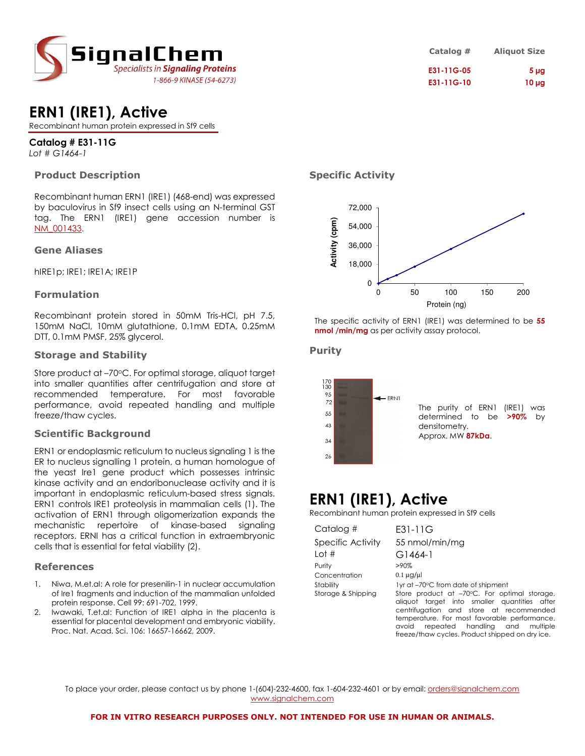SignalChem
Specialists in Signaling Proteins
1-866-9 KINASE (54-6273)

| Catalog # | Aliquot Size |
| --- | --- |
| E31-11G-05 | 5 µg |
| E31-11G-10 | 10 µg |

# ERN1 (IRE1), Active

Recombinant human protein expressed in Sf9 cells

**Catalog # E31-11G**
*Lot # G1464-1*

## Product Description

Recombinant human ERN1 (IRE1) (468-end) was expressed by baculovirus in Sf9 insect cells using an N-terminal GST tag. The ERN1 (IRE1) gene accession number is NM_001433.

## Gene Aliases

hIRE1p; IRE1; IRE1A; IRE1P

## Formulation

Recombinant protein stored in 50mM Tris-HCl, pH 7.5, 150mM NaCl, 10mM glutathione, 0.1mM EDTA, 0.25mM DTT, 0.1mM PMSF, 25% glycerol.

## Storage and Stability

Store product at –70ºC. For optimal storage, aliquot target into smaller quantities after centrifugation and store at recommended temperature. For most favorable performance, avoid repeated handling and multiple freeze/thaw cycles.

## Scientific Background

ERN1 or endoplasmic reticulum to nucleus signaling 1 is the ER to nucleus signalling 1 protein, a human homologue of the yeast Ire1 gene product which possesses intrinsic kinase activity and an endoribonuclease activity and it is important in endoplasmic reticulum-based stress signals. ERN1 controls IRE1 proteolysis in mammalian cells (1). The activation of ERN1 through oligomerization expands the mechanistic repertoire of kinase-based signaling receptors. ERNl has a critical function in extraembryonic cells that is essential for fetal viability (2).

## References

1. Niwa, M.et.al: A role for presenilin-1 in nuclear accumulation of Ire1 fragments and induction of the mammalian unfolded protein response. Cell 99: 691-702, 1999.
2. Iwawaki, T.et.al: Function of IRE1 alpha in the placenta is essential for placental development and embryonic viability. Proc. Nat. Acad. Sci. 106: 16657-16662, 2009.

## Specific Activity

Activity (cpm) vs. Protein (ng)

The specific activity of ERN1 (IRE1) was determined to be **55 nmol /min/mg** as per activity assay protocol.

## Purity

The purity of ERN1 (IRE1) was determined to be **>90%** by densitometry.
Approx. MW **87kDa**.

# ERN1 (IRE1), Active

Recombinant human protein expressed in Sf9 cells

| | |
| --- | --- |
| Catalog # | E31-11G |
| Specific Activity | 55 nmol/min/mg |
| Lot # | G1464-1 |
| Purity | >90% |
| Concentration | 0.1 µg/µl |
| Stability | 1yr at –70ºC from date of shipment |
| Storage & Shipping | Store product at –70ºC. For optimal storage, aliquot target into smaller quantities after centrifugation and store at recommended temperature. For most favorable performance, avoid repeated handling and multiple freeze/thaw cycles. Product shipped on dry ice. |

To place your order, please contact us by phone 1-(604)-232-4600, fax 1-604-232-4601 or by email: orders@signalchem.com
www.signalchem.com

**FOR IN VITRO RESEARCH PURPOSES ONLY. NOT INTENDED FOR USE IN HUMAN OR ANIMALS.**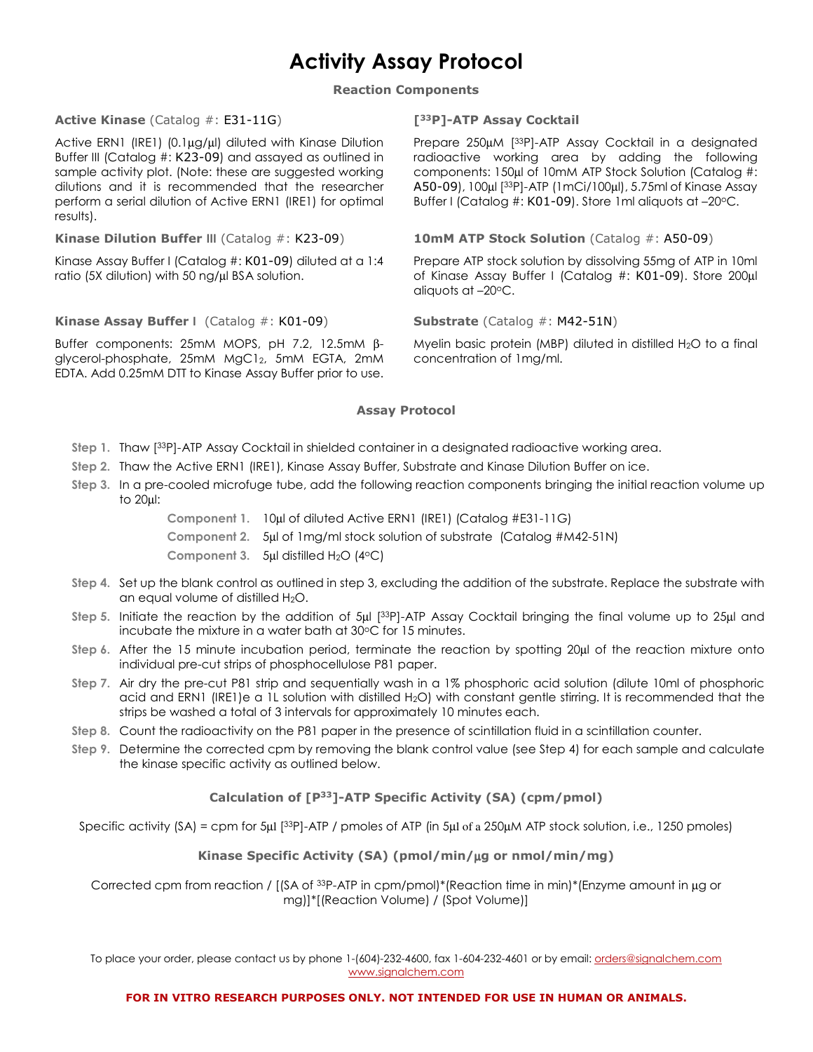# Activity Assay Protocol

## Reaction Components

**Active Kinase** (Catalog #: E31-11G)

Active ERN1 (IRE1) (0.1µg/µl) diluted with Kinase Dilution Buffer III (Catalog #: K23-09) and assayed as outlined in sample activity plot. (Note: these are suggested working dilutions and it is recommended that the researcher perform a serial dilution of Active ERN1 (IRE1) for optimal results).

**Kinase Dilution Buffer III** (Catalog #: K23-09)

Kinase Assay Buffer I (Catalog #: K01-09) diluted at a 1:4 ratio (5X dilution) with 50 ng/µl BSA solution.

**Kinase Assay Buffer I** (Catalog #: K01-09)

Buffer components: 25mM MOPS, pH 7.2, 12.5mM β-glycerol-phosphate, 25mM $MgCl_2$, 5mM EGTA, 2mM EDTA. Add 0.25mM DTT to Kinase Assay Buffer prior to use.

**[$^{33}$P]-ATP Assay Cocktail**

Prepare 250µM [$^{33}$P]-ATP Assay Cocktail in a designated radioactive working area by adding the following components: 150µl of 10mM ATP Stock Solution (Catalog #: A50-09), 100µl [$^{33}$P]-ATP (1mCi/100µl), 5.75ml of Kinase Assay Buffer I (Catalog #: K01-09). Store 1ml aliquots at –20°C.

**10mM ATP Stock Solution** (Catalog #: A50-09)

Prepare ATP stock solution by dissolving 55mg of ATP in 10ml of Kinase Assay Buffer I (Catalog #: K01-09). Store 200µl aliquots at –20°C.

**Substrate** (Catalog #: M42-51N)

Myelin basic protein (MBP) diluted in distilled $H_2O$ to a final concentration of 1mg/ml.

## Assay Protocol

- **Step 1.** Thaw [$^{33}$P]-ATP Assay Cocktail in shielded container in a designated radioactive working area.
- **Step 2.** Thaw the Active ERN1 (IRE1), Kinase Assay Buffer, Substrate and Kinase Dilution Buffer on ice.
- **Step 3.** In a pre-cooled microfuge tube, add the following reaction components bringing the initial reaction volume up to 20µl:
  - **Component 1.** 10µl of diluted Active ERN1 (IRE1) (Catalog #E31-11G)
  - **Component 2.** 5µl of 1mg/ml stock solution of substrate (Catalog #M42-51N)
  - **Component 3.** 5µl distilled $H_2O$ (4°C)
- **Step 4.** Set up the blank control as outlined in step 3, excluding the addition of the substrate. Replace the substrate with an equal volume of distilled $H_2O$.
- **Step 5.** Initiate the reaction by the addition of 5µl [$^{33}$P]-ATP Assay Cocktail bringing the final volume up to 25µl and incubate the mixture in a water bath at 30°C for 15 minutes.
- **Step 6.** After the 15 minute incubation period, terminate the reaction by spotting 20µl of the reaction mixture onto individual pre-cut strips of phosphocellulose P81 paper.
- **Step 7.** Air dry the pre-cut P81 strip and sequentially wash in a 1% phosphoric acid solution (dilute 10ml of phosphoric acid and ERN1 (IRE1)e a 1L solution with distilled $H_2O$) with constant gentle stirring. It is recommended that the strips be washed a total of 3 intervals for approximately 10 minutes each.
- **Step 8.** Count the radioactivity on the P81 paper in the presence of scintillation fluid in a scintillation counter.
- **Step 9.** Determine the corrected cpm by removing the blank control value (see Step 4) for each sample and calculate the kinase specific activity as outlined below.

### Calculation of [P$^{33}$]-ATP Specific Activity (SA) (cpm/pmol)

Specific activity (SA) = cpm for 5µl [$^{33}$P]-ATP / pmoles of ATP (in 5µl of a 250µM ATP stock solution, i.e., 1250 pmoles)

### Kinase Specific Activity (SA) (pmol/min/µg or nmol/min/mg)

Corrected cpm from reaction / [(SA of $^{33}$P-ATP in cpm/pmol)*(Reaction time in min)*(Enzyme amount in µg or mg)]*[(Reaction Volume) / (Spot Volume)]

To place your order, please contact us by phone 1-(604)-232-4600, fax 1-604-232-4601 or by email: orders@signalchem.com
www.signalchem.com

**FOR IN VITRO RESEARCH PURPOSES ONLY. NOT INTENDED FOR USE IN HUMAN OR ANIMALS.**